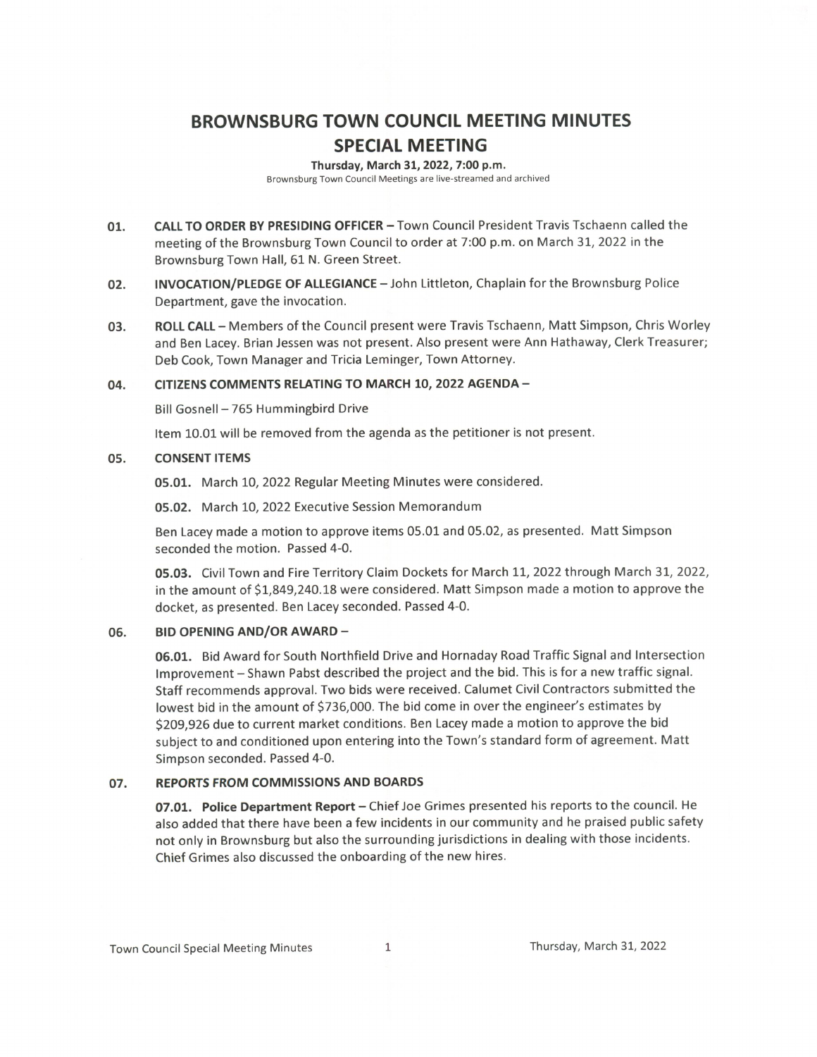# BROWNSBURG TOWN COUNCIL MEETING MINUTES
## SPECIAL MEETING

**Thursday, March 31, 2022, 7:00 p.m.**

Brownsburg Town Council Meetings are live-streamed and archived

**01. CALL TO ORDER BY PRESIDING OFFICER** – Town Council President Travis Tschaenn called the meeting of the Brownsburg Town Council to order at 7:00 p.m. on March 31, 2022 in the Brownsburg Town Hall, 61 N. Green Street.

**02. INVOCATION/PLEDGE OF ALLEGIANCE** – John Littleton, Chaplain for the Brownsburg Police Department, gave the invocation.

**03. ROLL CALL** – Members of the Council present were Travis Tschaenn, Matt Simpson, Chris Worley and Ben Lacey. Brian Jessen was not present. Also present were Ann Hathaway, Clerk Treasurer; Deb Cook, Town Manager and Tricia Leminger, Town Attorney.

**04. CITIZENS COMMENTS RELATING TO MARCH 10, 2022 AGENDA** –

Bill Gosnell – 765 Hummingbird Drive

Item 10.01 will be removed from the agenda as the petitioner is not present.

**05. CONSENT ITEMS**

**05.01.** March 10, 2022 Regular Meeting Minutes were considered.

**05.02.** March 10, 2022 Executive Session Memorandum

Ben Lacey made a motion to approve items 05.01 and 05.02, as presented. Matt Simpson seconded the motion. Passed 4-0.

**05.03.** Civil Town and Fire Territory Claim Dockets for March 11, 2022 through March 31, 2022, in the amount of $1,849,240.18 were considered. Matt Simpson made a motion to approve the docket, as presented. Ben Lacey seconded. Passed 4-0.

**06. BID OPENING AND/OR AWARD** –

**06.01.** Bid Award for South Northfield Drive and Hornaday Road Traffic Signal and Intersection Improvement – Shawn Pabst described the project and the bid. This is for a new traffic signal. Staff recommends approval. Two bids were received. Calumet Civil Contractors submitted the lowest bid in the amount of $736,000. The bid come in over the engineer's estimates by $209,926 due to current market conditions. Ben Lacey made a motion to approve the bid subject to and conditioned upon entering into the Town's standard form of agreement. Matt Simpson seconded. Passed 4-0.

**07. REPORTS FROM COMMISSIONS AND BOARDS**

**07.01. Police Department Report** – Chief Joe Grimes presented his reports to the council. He also added that there have been a few incidents in our community and he praised public safety not only in Brownsburg but also the surrounding jurisdictions in dealing with those incidents. Chief Grimes also discussed the onboarding of the new hires.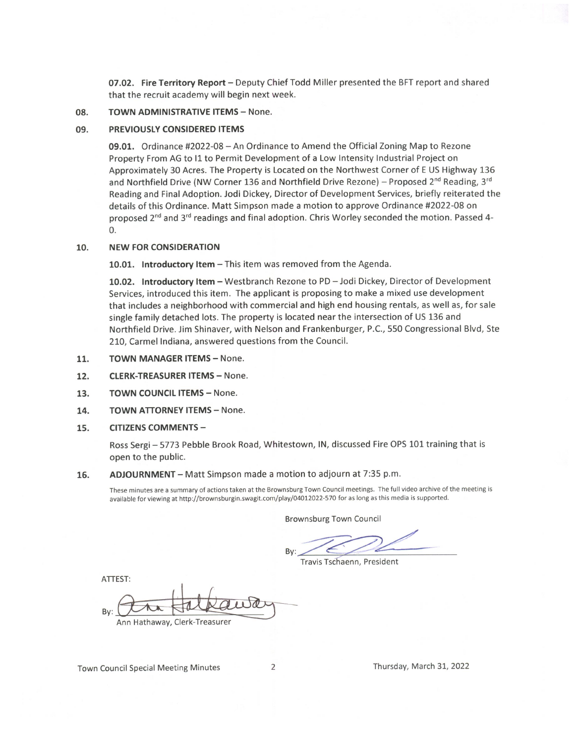**07.02. Fire Territory Report** – Deputy Chief Todd Miller presented the BFT report and shared that the recruit academy will begin next week.

**08. TOWN ADMINISTRATIVE ITEMS** – None.

**09. PREVIOUSLY CONSIDERED ITEMS**

**09.01.** Ordinance #2022-08 – An Ordinance to Amend the Official Zoning Map to Rezone Property From AG to I1 to Permit Development of a Low Intensity Industrial Project on Approximately 30 Acres. The Property is Located on the Northwest Corner of E US Highway 136 and Northfield Drive (NW Corner 136 and Northfield Drive Rezone) – Proposed 2nd Reading, 3rd Reading and Final Adoption. Jodi Dickey, Director of Development Services, briefly reiterated the details of this Ordinance. Matt Simpson made a motion to approve Ordinance #2022-08 on proposed 2nd and 3rd readings and final adoption. Chris Worley seconded the motion. Passed 4-0.

**10. NEW FOR CONSIDERATION**

**10.01. Introductory Item** – This item was removed from the Agenda.

**10.02. Introductory Item** – Westbranch Rezone to PD – Jodi Dickey, Director of Development Services, introduced this item. The applicant is proposing to make a mixed use development that includes a neighborhood with commercial and high end housing rentals, as well as, for sale single family detached lots. The property is located near the intersection of US 136 and Northfield Drive. Jim Shinaver, with Nelson and Frankenburger, P.C., 550 Congressional Blvd, Ste 210, Carmel Indiana, answered questions from the Council.

**11. TOWN MANAGER ITEMS** – None.

**12. CLERK-TREASURER ITEMS** – None.

**13. TOWN COUNCIL ITEMS** – None.

**14. TOWN ATTORNEY ITEMS** – None.

**15. CITIZENS COMMENTS** –

Ross Sergi – 5773 Pebble Brook Road, Whitestown, IN, discussed Fire OPS 101 training that is open to the public.

**16. ADJOURNMENT** – Matt Simpson made a motion to adjourn at 7:35 p.m.

These minutes are a summary of actions taken at the Brownsburg Town Council meetings. The full video archive of the meeting is available for viewing at http://brownsburgin.swagit.com/play/04012022-570 for as long as this media is supported.

Brownsburg Town Council

By: ______________________
Travis Tschaenn, President

ATTEST:

By: ______________________
Ann Hathaway, Clerk-Treasurer

Town Council Special Meeting Minutes — Thursday, March 31, 2022